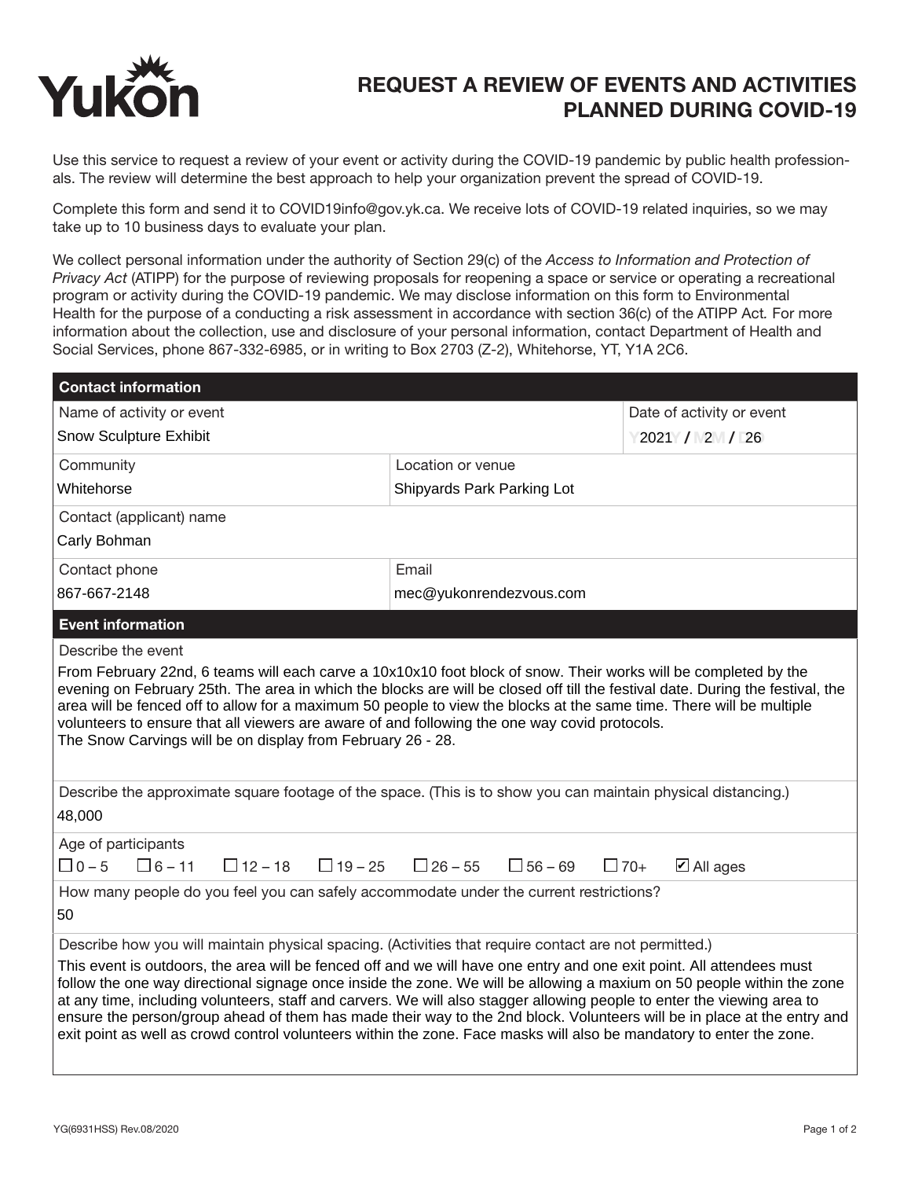Yukon

# REQUEST A REVIEW OF EVENTS AND ACTIVITIES PLANNED DURING COVID-19

Use this service to request a review of your event or activity during the COVID-19 pandemic by public health professionals. The review will determine the best approach to help your organization prevent the spread of COVID-19.

Complete this form and send it to COVID19info@gov.yk.ca. We receive lots of COVID-19 related inquiries, so we may take up to 10 business days to evaluate your plan.

We collect personal information under the authority of Section 29(c) of the *Access to Information and Protection of Privacy Act* (ATIPP) for the purpose of reviewing proposals for reopening a space or service or operating a recreational program or activity during the COVID-19 pandemic. We may disclose information on this form to Environmental Health for the purpose of a conducting a risk assessment in accordance with section 36(c) of the ATIPP Act. For more information about the collection, use and disclosure of your personal information, contact Department of Health and Social Services, phone 867-332-6985, or in writing to Box 2703 (Z-2), Whitehorse, YT, Y1A 2C6.

## Contact information

| Field | Value |
|---|---|
| Name of activity or event | Snow Sculpture Exhibit |
| Date of activity or event | 2021 / 2 / 26 |
| Community | Whitehorse |
| Location or venue | Shipyards Park Parking Lot |
| Contact (applicant) name | Carly Bohman |
| Contact phone | 867-667-2148 |
| Email | mec@yukonrendezvous.com |

## Event information

**Describe the event**

From February 22nd, 6 teams will each carve a 10x10x10 foot block of snow. Their works will be completed by the evening on February 25th. The area in which the blocks are will be closed off till the festival date. During the festival, the area will be fenced off to allow for a maximum 50 people to view the blocks at the same time. There will be multiple volunteers to ensure that all viewers are aware of and following the one way covid protocols.
The Snow Carvings will be on display from February 26 - 28.

**Describe the approximate square footage of the space. (This is to show you can maintain physical distancing.)**

48,000

**Age of participants**

☐ 0 – 5 ☐ 6 – 11 ☐ 12 – 18 ☐ 19 – 25 ☐ 26 – 55 ☐ 56 – 69 ☐ 70+ ☑ All ages

**How many people do you feel you can safely accommodate under the current restrictions?**

50

**Describe how you will maintain physical spacing. (Activities that require contact are not permitted.)**

This event is outdoors, the area will be fenced off and we will have one entry and one exit point. All attendees must follow the one way directional signage once inside the zone. We will be allowing a maxium on 50 people within the zone at any time, including volunteers, staff and carvers. We will also stagger allowing people to enter the viewing area to ensure the person/group ahead of them has made their way to the 2nd block. Volunteers will be in place at the entry and exit point as well as crowd control volunteers within the zone. Face masks will also be mandatory to enter the zone.

YG(6931HSS) Rev.08/2020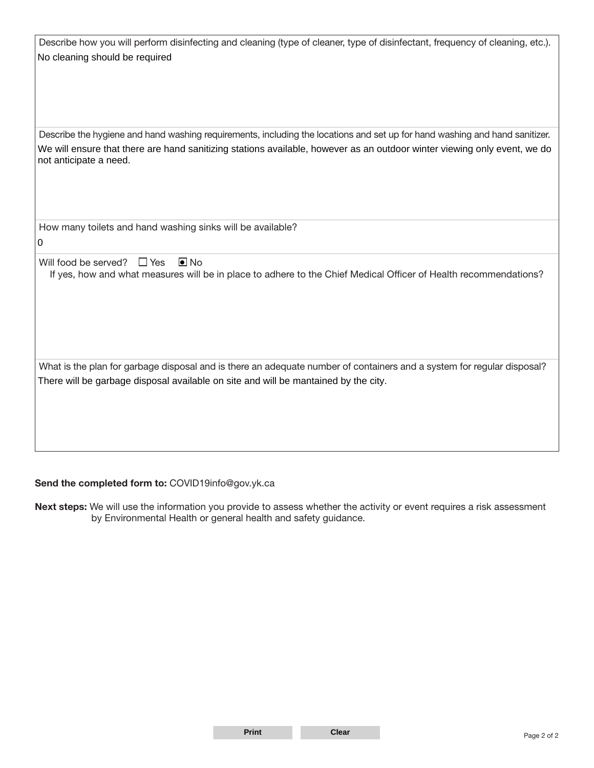Describe how you will perform disinfecting and cleaning (type of cleaner, type of disinfectant, frequency of cleaning, etc.).

No cleaning should be required

Describe the hygiene and hand washing requirements, including the locations and set up for hand washing and hand sanitizer.

We will ensure that there are hand sanitizing stations available, however as an outdoor winter viewing only event, we do not anticipate a need.

How many toilets and hand washing sinks will be available?

0

Will food be served? ☐ Yes ☒ No

If yes, how and what measures will be in place to adhere to the Chief Medical Officer of Health recommendations?

What is the plan for garbage disposal and is there an adequate number of containers and a system for regular disposal?

There will be garbage disposal available on site and will be mantained by the city.

**Send the completed form to:** COVID19info@gov.yk.ca

**Next steps:** We will use the information you provide to assess whether the activity or event requires a risk assessment by Environmental Health or general health and safety guidance.

Print Clear